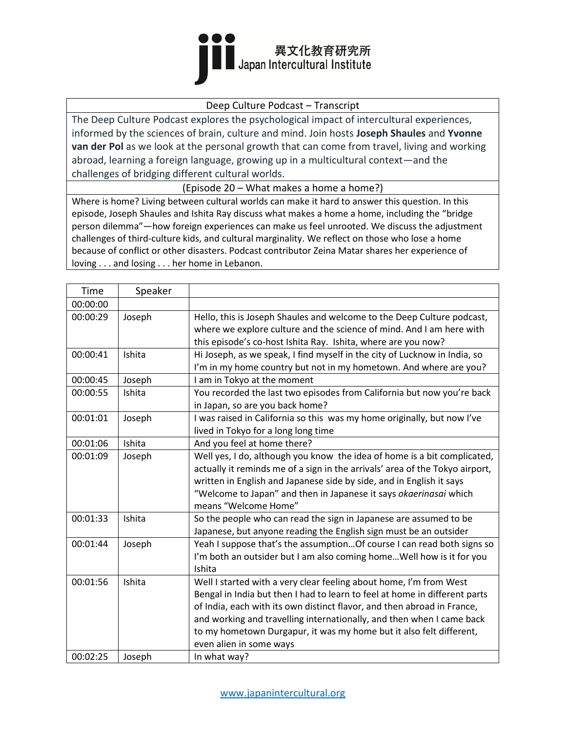異文化教育研究所
Japan Intercultural Institute

| Deep Culture Podcast – Transcript |
|---|
| The Deep Culture Podcast explores the psychological impact of intercultural experiences, informed by the sciences of brain, culture and mind. Join hosts **Joseph Shaules** and **Yvonne van der Pol** as we look at the personal growth that can come from travel, living and working abroad, learning a foreign language, growing up in a multicultural context—and the challenges of bridging different cultural worlds. |
| (Episode 20 – What makes a home a home?) |
| Where is home? Living between cultural worlds can make it hard to answer this question. In this episode, Joseph Shaules and Ishita Ray discuss what makes a home a home, including the "bridge person dilemma"—how foreign experiences can make us feel unrooted. We discuss the adjustment challenges of third-culture kids, and cultural marginality. We reflect on those who lose a home because of conflict or other disasters. Podcast contributor Zeina Matar shares her experience of loving . . . and losing . . . her home in Lebanon. |

| Time | Speaker | |
|---|---|---|
| 00:00:00 | | |
| 00:00:29 | Joseph | Hello, this is Joseph Shaules and welcome to the Deep Culture podcast, where we explore culture and the science of mind. And I am here with this episode's co-host Ishita Ray. Ishita, where are you now? |
| 00:00:41 | Ishita | Hi Joseph, as we speak, I find myself in the city of Lucknow in India, so I'm in my home country but not in my hometown. And where are you? |
| 00:00:45 | Joseph | I am in Tokyo at the moment |
| 00:00:55 | Ishita | You recorded the last two episodes from California but now you're back in Japan, so are you back home? |
| 00:01:01 | Joseph | I was raised in California so this was my home originally, but now I've lived in Tokyo for a long long time |
| 00:01:06 | Ishita | And you feel at home there? |
| 00:01:09 | Joseph | Well yes, I do, although you know the idea of home is a bit complicated, actually it reminds me of a sign in the arrivals' area of the Tokyo airport, written in English and Japanese side by side, and in English it says "Welcome to Japan" and then in Japanese it says *okaerinasai* which means "Welcome Home" |
| 00:01:33 | Ishita | So the people who can read the sign in Japanese are assumed to be Japanese, but anyone reading the English sign must be an outsider |
| 00:01:44 | Joseph | Yeah I suppose that's the assumption…Of course I can read both signs so I'm both an outsider but I am also coming home…Well how is it for you Ishita |
| 00:01:56 | Ishita | Well I started with a very clear feeling about home, I'm from West Bengal in India but then I had to learn to feel at home in different parts of India, each with its own distinct flavor, and then abroad in France, and working and travelling internationally, and then when I came back to my hometown Durgapur, it was my home but it also felt different, even alien in some ways |
| 00:02:25 | Joseph | In what way? |

www.japanintercultural.org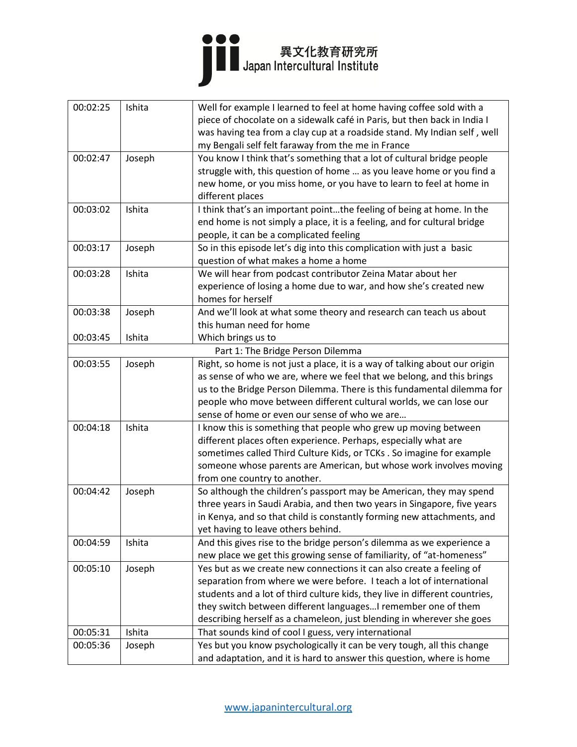| 00:02:25 | Ishita | Well for example I learned to feel at home having coffee sold with a piece of chocolate on a sidewalk café in Paris, but then back in India I was having tea from a clay cup at a roadside stand. My Indian self , well my Bengali self felt faraway from the me in France |
|---|---|---|
| 00:02:47 | Joseph | You know I think that's something that a lot of cultural bridge people struggle with, this question of home … as you leave home or you find a new home, or you miss home, or you have to learn to feel at home in different places |
| 00:03:02 | Ishita | I think that's an important point…the feeling of being at home. In the end home is not simply a place, it is a feeling, and for cultural bridge people, it can be a complicated feeling |
| 00:03:17 | Joseph | So in this episode let's dig into this complication with just a basic question of what makes a home a home |
| 00:03:28 | Ishita | We will hear from podcast contributor Zeina Matar about her experience of losing a home due to war, and how she's created new homes for herself |
| 00:03:38 | Joseph | And we'll look at what some theory and research can teach us about this human need for home |
| 00:03:45 | Ishita | Which brings us to |
| | | Part 1: The Bridge Person Dilemma |
| 00:03:55 | Joseph | Right, so home is not just a place, it is a way of talking about our origin as sense of who we are, where we feel that we belong, and this brings us to the Bridge Person Dilemma. There is this fundamental dilemma for people who move between different cultural worlds, we can lose our sense of home or even our sense of who we are… |
| 00:04:18 | Ishita | I know this is something that people who grew up moving between different places often experience. Perhaps, especially what are sometimes called Third Culture Kids, or TCKs . So imagine for example someone whose parents are American, but whose work involves moving from one country to another. |
| 00:04:42 | Joseph | So although the children's passport may be American, they may spend three years in Saudi Arabia, and then two years in Singapore, five years in Kenya, and so that child is constantly forming new attachments, and yet having to leave others behind. |
| 00:04:59 | Ishita | And this gives rise to the bridge person's dilemma as we experience a new place we get this growing sense of familiarity, of "at-homeness" |
| 00:05:10 | Joseph | Yes but as we create new connections it can also create a feeling of separation from where we were before. I teach a lot of international students and a lot of third culture kids, they live in different countries, they switch between different languages…I remember one of them describing herself as a chameleon, just blending in wherever she goes |
| 00:05:31 | Ishita | That sounds kind of cool I guess, very international |
| 00:05:36 | Joseph | Yes but you know psychologically it can be very tough, all this change and adaptation, and it is hard to answer this question, where is home |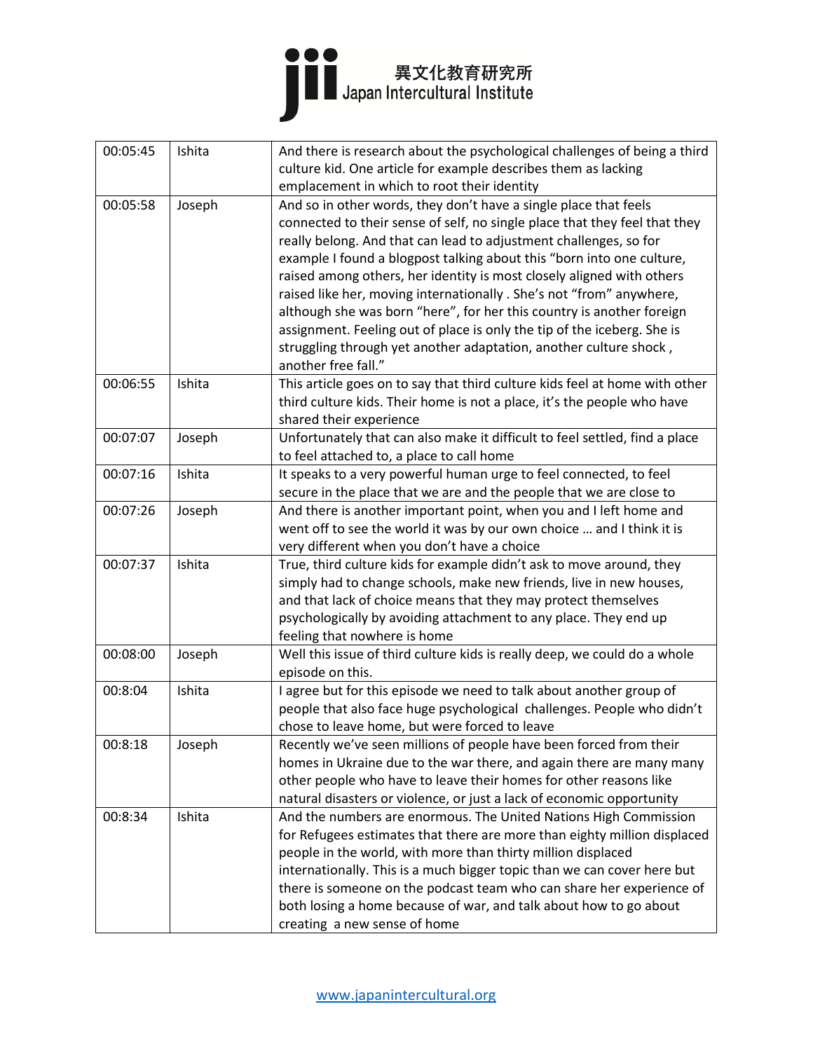| | | |
|---|---|---|
| 00:05:45 | Ishita | And there is research about the psychological challenges of being a third culture kid. One article for example describes them as lacking emplacement in which to root their identity |
| 00:05:58 | Joseph | And so in other words, they don't have a single place that feels connected to their sense of self, no single place that they feel that they really belong. And that can lead to adjustment challenges, so for example I found a blogpost talking about this "born into one culture, raised among others, her identity is most closely aligned with others raised like her, moving internationally . She's not "from" anywhere, although she was born "here", for her this country is another foreign assignment. Feeling out of place is only the tip of the iceberg. She is struggling through yet another adaptation, another culture shock , another free fall." |
| 00:06:55 | Ishita | This article goes on to say that third culture kids feel at home with other third culture kids. Their home is not a place, it's the people who have shared their experience |
| 00:07:07 | Joseph | Unfortunately that can also make it difficult to feel settled, find a place to feel attached to, a place to call home |
| 00:07:16 | Ishita | It speaks to a very powerful human urge to feel connected, to feel secure in the place that we are and the people that we are close to |
| 00:07:26 | Joseph | And there is another important point, when you and I left home and went off to see the world it was by our own choice … and I think it is very different when you don't have a choice |
| 00:07:37 | Ishita | True, third culture kids for example didn't ask to move around, they simply had to change schools, make new friends, live in new houses, and that lack of choice means that they may protect themselves psychologically by avoiding attachment to any place. They end up feeling that nowhere is home |
| 00:08:00 | Joseph | Well this issue of third culture kids is really deep, we could do a whole episode on this. |
| 00:8:04 | Ishita | I agree but for this episode we need to talk about another group of people that also face huge psychological challenges. People who didn't chose to leave home, but were forced to leave |
| 00:8:18 | Joseph | Recently we've seen millions of people have been forced from their homes in Ukraine due to the war there, and again there are many many other people who have to leave their homes for other reasons like natural disasters or violence, or just a lack of economic opportunity |
| 00:8:34 | Ishita | And the numbers are enormous. The United Nations High Commission for Refugees estimates that there are more than eighty million displaced people in the world, with more than thirty million displaced internationally. This is a much bigger topic than we can cover here but there is someone on the podcast team who can share her experience of both losing a home because of war, and talk about how to go about creating a new sense of home |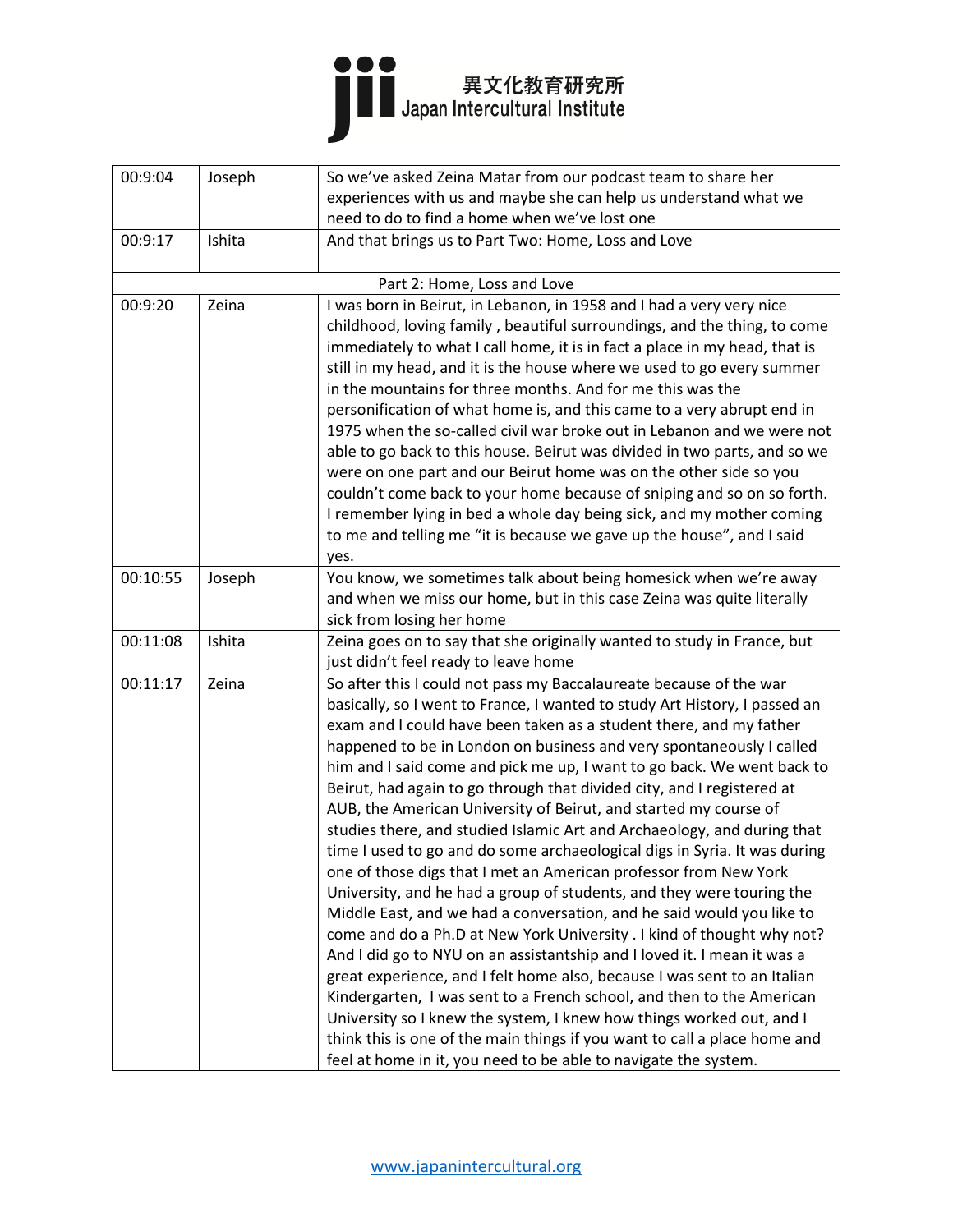| | | |
|---|---|---|
| 00:9:04 | Joseph | So we've asked Zeina Matar from our podcast team to share her experiences with us and maybe she can help us understand what we need to do to find a home when we've lost one |
| 00:9:17 | Ishita | And that brings us to Part Two: Home, Loss and Love |
| | | |
| Part 2: Home, Loss and Love | | |
| 00:9:20 | Zeina | I was born in Beirut, in Lebanon, in 1958 and I had a very very nice childhood, loving family , beautiful surroundings, and the thing, to come immediately to what I call home, it is in fact a place in my head, that is still in my head, and it is the house where we used to go every summer in the mountains for three months. And for me this was the personification of what home is, and this came to a very abrupt end in 1975 when the so-called civil war broke out in Lebanon and we were not able to go back to this house. Beirut was divided in two parts, and so we were on one part and our Beirut home was on the other side so you couldn't come back to your home because of sniping and so on so forth. I remember lying in bed a whole day being sick, and my mother coming to me and telling me "it is because we gave up the house", and I said yes. |
| 00:10:55 | Joseph | You know, we sometimes talk about being homesick when we're away and when we miss our home, but in this case Zeina was quite literally sick from losing her home |
| 00:11:08 | Ishita | Zeina goes on to say that she originally wanted to study in France, but just didn't feel ready to leave home |
| 00:11:17 | Zeina | So after this I could not pass my Baccalaureate because of the war basically, so I went to France, I wanted to study Art History, I passed an exam and I could have been taken as a student there, and my father happened to be in London on business and very spontaneously I called him and I said come and pick me up, I want to go back. We went back to Beirut, had again to go through that divided city, and I registered at AUB, the American University of Beirut, and started my course of studies there, and studied Islamic Art and Archaeology, and during that time I used to go and do some archaeological digs in Syria. It was during one of those digs that I met an American professor from New York University, and he had a group of students, and they were touring the Middle East, and we had a conversation, and he said would you like to come and do a Ph.D at New York University . I kind of thought why not? And I did go to NYU on an assistantship and I loved it. I mean it was a great experience, and I felt home also, because I was sent to an Italian Kindergarten, I was sent to a French school, and then to the American University so I knew the system, I knew how things worked out, and I think this is one of the main things if you want to call a place home and feel at home in it, you need to be able to navigate the system. |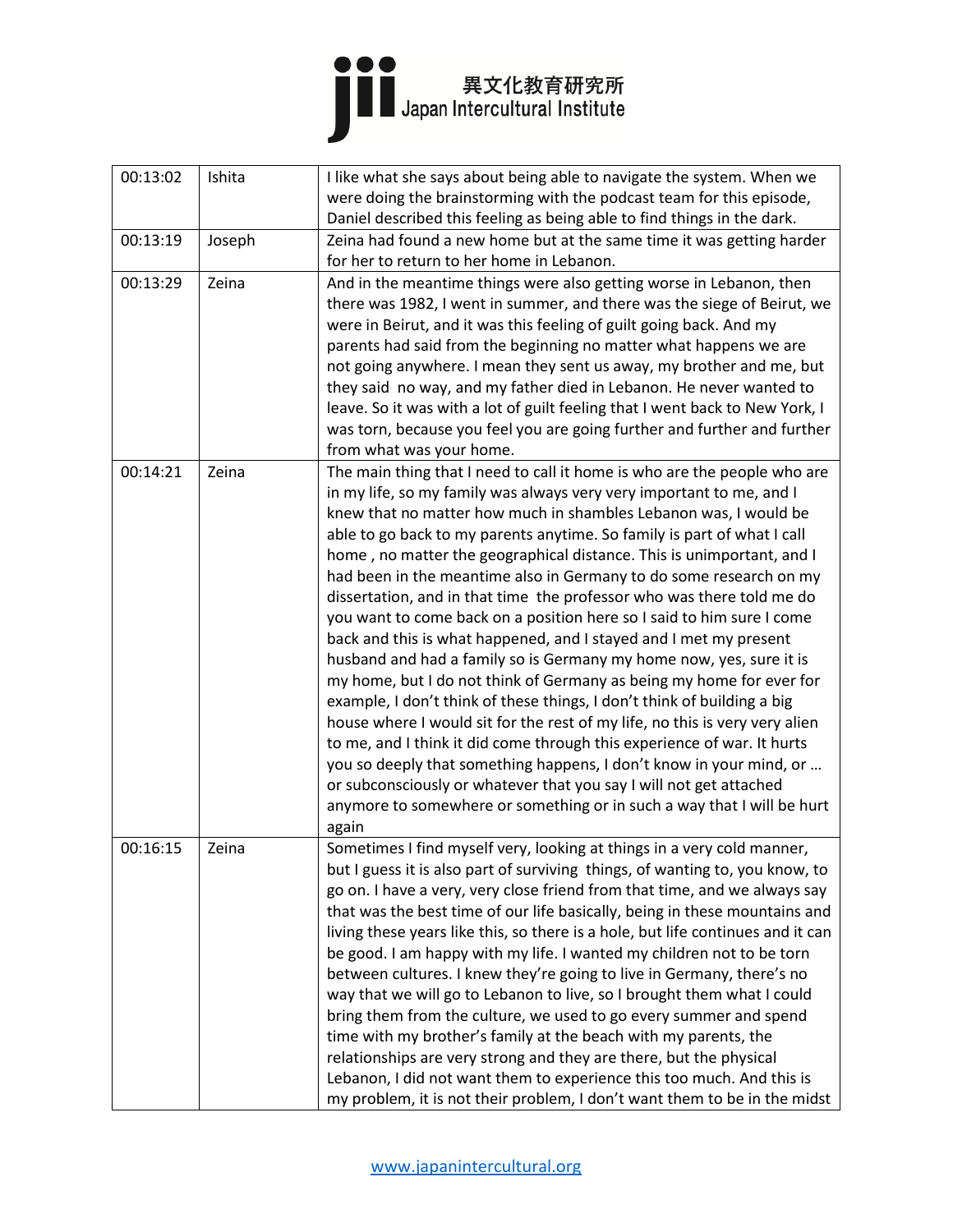| 00:13:02 | Ishita | I like what she says about being able to navigate the system. When we were doing the brainstorming with the podcast team for this episode, Daniel described this feeling as being able to find things in the dark. |
|---|---|---|
| 00:13:19 | Joseph | Zeina had found a new home but at the same time it was getting harder for her to return to her home in Lebanon. |
| 00:13:29 | Zeina | And in the meantime things were also getting worse in Lebanon, then there was 1982, I went in summer, and there was the siege of Beirut, we were in Beirut, and it was this feeling of guilt going back. And my parents had said from the beginning no matter what happens we are not going anywhere. I mean they sent us away, my brother and me, but they said no way, and my father died in Lebanon. He never wanted to leave. So it was with a lot of guilt feeling that I went back to New York, I was torn, because you feel you are going further and further and further from what was your home. |
| 00:14:21 | Zeina | The main thing that I need to call it home is who are the people who are in my life, so my family was always very very important to me, and I knew that no matter how much in shambles Lebanon was, I would be able to go back to my parents anytime. So family is part of what I call home , no matter the geographical distance. This is unimportant, and I had been in the meantime also in Germany to do some research on my dissertation, and in that time the professor who was there told me do you want to come back on a position here so I said to him sure I come back and this is what happened, and I stayed and I met my present husband and had a family so is Germany my home now, yes, sure it is my home, but I do not think of Germany as being my home for ever for example, I don't think of these things, I don't think of building a big house where I would sit for the rest of my life, no this is very very alien to me, and I think it did come through this experience of war. It hurts you so deeply that something happens, I don't know in your mind, or … or subconsciously or whatever that you say I will not get attached anymore to somewhere or something or in such a way that I will be hurt again |
| 00:16:15 | Zeina | Sometimes I find myself very, looking at things in a very cold manner, but I guess it is also part of surviving things, of wanting to, you know, to go on. I have a very, very close friend from that time, and we always say that was the best time of our life basically, being in these mountains and living these years like this, so there is a hole, but life continues and it can be good. I am happy with my life. I wanted my children not to be torn between cultures. I knew they're going to live in Germany, there's no way that we will go to Lebanon to live, so I brought them what I could bring them from the culture, we used to go every summer and spend time with my brother's family at the beach with my parents, the relationships are very strong and they are there, but the physical Lebanon, I did not want them to experience this too much. And this is my problem, it is not their problem, I don't want them to be in the midst |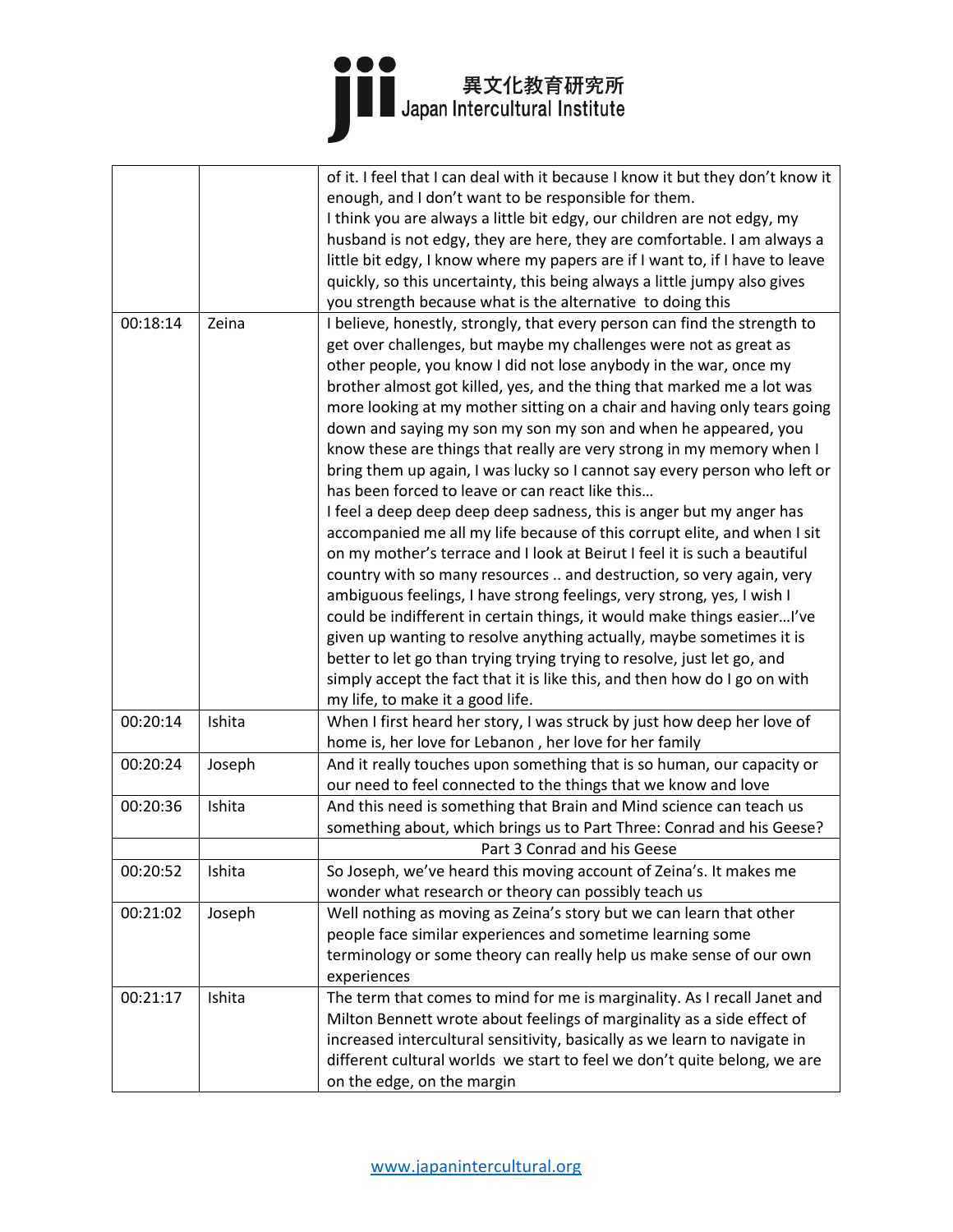| | | |
|---|---|---|
| | | of it. I feel that I can deal with it because I know it but they don't know it enough, and I don't want to be responsible for them. I think you are always a little bit edgy, our children are not edgy, my husband is not edgy, they are here, they are comfortable. I am always a little bit edgy, I know where my papers are if I want to, if I have to leave quickly, so this uncertainty, this being always a little jumpy also gives you strength because what is the alternative to doing this |
| 00:18:14 | Zeina | I believe, honestly, strongly, that every person can find the strength to get over challenges, but maybe my challenges were not as great as other people, you know I did not lose anybody in the war, once my brother almost got killed, yes, and the thing that marked me a lot was more looking at my mother sitting on a chair and having only tears going down and saying my son my son my son and when he appeared, you know these are things that really are very strong in my memory when I bring them up again, I was lucky so I cannot say every person who left or has been forced to leave or can react like this… I feel a deep deep deep deep sadness, this is anger but my anger has accompanied me all my life because of this corrupt elite, and when I sit on my mother's terrace and I look at Beirut I feel it is such a beautiful country with so many resources .. and destruction, so very again, very ambiguous feelings, I have strong feelings, very strong, yes, I wish I could be indifferent in certain things, it would make things easier…I've given up wanting to resolve anything actually, maybe sometimes it is better to let go than trying trying trying to resolve, just let go, and simply accept the fact that it is like this, and then how do I go on with my life, to make it a good life. |
| 00:20:14 | Ishita | When I first heard her story, I was struck by just how deep her love of home is, her love for Lebanon , her love for her family |
| 00:20:24 | Joseph | And it really touches upon something that is so human, our capacity or our need to feel connected to the things that we know and love |
| 00:20:36 | Ishita | And this need is something that Brain and Mind science can teach us something about, which brings us to Part Three: Conrad and his Geese? |
| | | Part 3 Conrad and his Geese |
| 00:20:52 | Ishita | So Joseph, we've heard this moving account of Zeina's. It makes me wonder what research or theory can possibly teach us |
| 00:21:02 | Joseph | Well nothing as moving as Zeina's story but we can learn that other people face similar experiences and sometime learning some terminology or some theory can really help us make sense of our own experiences |
| 00:21:17 | Ishita | The term that comes to mind for me is marginality. As I recall Janet and Milton Bennett wrote about feelings of marginality as a side effect of increased intercultural sensitivity, basically as we learn to navigate in different cultural worlds we start to feel we don't quite belong, we are on the edge, on the margin |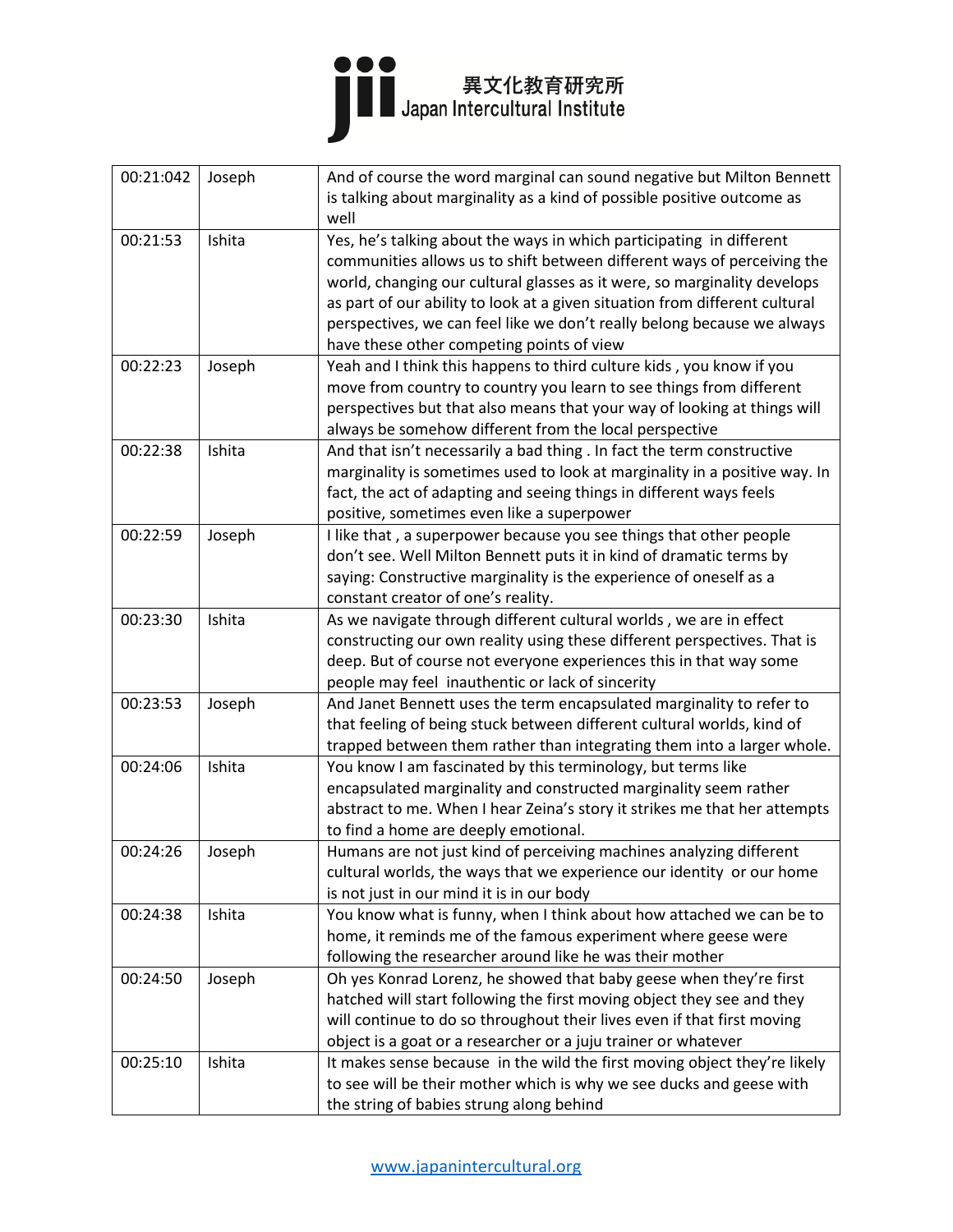| 00:21:042 | Joseph | And of course the word marginal can sound negative but Milton Bennett is talking about marginality as a kind of possible positive outcome as well |
|---|---|---|
| 00:21:53 | Ishita | Yes, he's talking about the ways in which participating in different communities allows us to shift between different ways of perceiving the world, changing our cultural glasses as it were, so marginality develops as part of our ability to look at a given situation from different cultural perspectives, we can feel like we don't really belong because we always have these other competing points of view |
| 00:22:23 | Joseph | Yeah and I think this happens to third culture kids , you know if you move from country to country you learn to see things from different perspectives but that also means that your way of looking at things will always be somehow different from the local perspective |
| 00:22:38 | Ishita | And that isn't necessarily a bad thing . In fact the term constructive marginality is sometimes used to look at marginality in a positive way. In fact, the act of adapting and seeing things in different ways feels positive, sometimes even like a superpower |
| 00:22:59 | Joseph | I like that , a superpower because you see things that other people don't see. Well Milton Bennett puts it in kind of dramatic terms by saying: Constructive marginality is the experience of oneself as a constant creator of one's reality. |
| 00:23:30 | Ishita | As we navigate through different cultural worlds , we are in effect constructing our own reality using these different perspectives. That is deep. But of course not everyone experiences this in that way some people may feel inauthentic or lack of sincerity |
| 00:23:53 | Joseph | And Janet Bennett uses the term encapsulated marginality to refer to that feeling of being stuck between different cultural worlds, kind of trapped between them rather than integrating them into a larger whole. |
| 00:24:06 | Ishita | You know I am fascinated by this terminology, but terms like encapsulated marginality and constructed marginality seem rather abstract to me. When I hear Zeina's story it strikes me that her attempts to find a home are deeply emotional. |
| 00:24:26 | Joseph | Humans are not just kind of perceiving machines analyzing different cultural worlds, the ways that we experience our identity or our home is not just in our mind it is in our body |
| 00:24:38 | Ishita | You know what is funny, when I think about how attached we can be to home, it reminds me of the famous experiment where geese were following the researcher around like he was their mother |
| 00:24:50 | Joseph | Oh yes Konrad Lorenz, he showed that baby geese when they're first hatched will start following the first moving object they see and they will continue to do so throughout their lives even if that first moving object is a goat or a researcher or a juju trainer or whatever |
| 00:25:10 | Ishita | It makes sense because in the wild the first moving object they're likely to see will be their mother which is why we see ducks and geese with the string of babies strung along behind |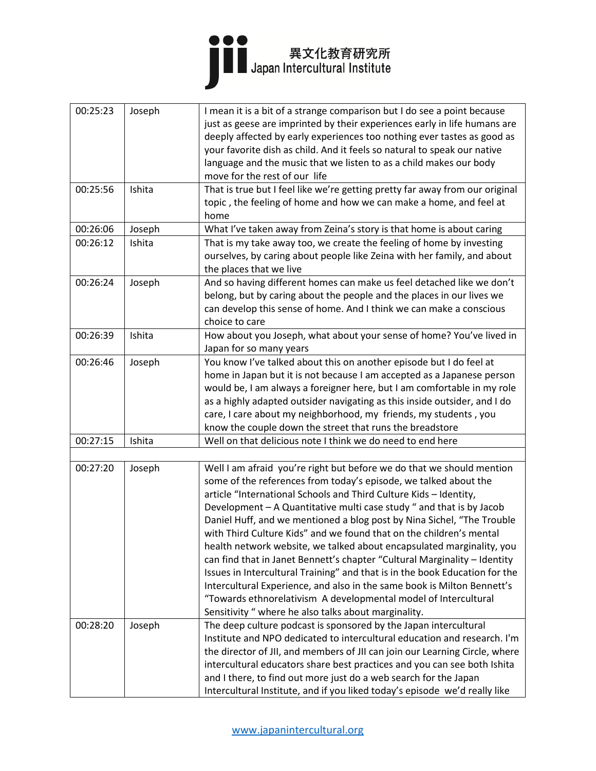| 00:25:23 | Joseph | I mean it is a bit of a strange comparison but I do see a point because just as geese are imprinted by their experiences early in life humans are deeply affected by early experiences too nothing ever tastes as good as your favorite dish as child. And it feels so natural to speak our native language and the music that we listen to as a child makes our body move for the rest of our life |
|---|---|---|
| 00:25:56 | Ishita | That is true but I feel like we're getting pretty far away from our original topic , the feeling of home and how we can make a home, and feel at home |
| 00:26:06 | Joseph | What I've taken away from Zeina's story is that home is about caring |
| 00:26:12 | Ishita | That is my take away too, we create the feeling of home by investing ourselves, by caring about people like Zeina with her family, and about the places that we live |
| 00:26:24 | Joseph | And so having different homes can make us feel detached like we don't belong, but by caring about the people and the places in our lives we can develop this sense of home. And I think we can make a conscious choice to care |
| 00:26:39 | Ishita | How about you Joseph, what about your sense of home? You've lived in Japan for so many years |
| 00:26:46 | Joseph | You know I've talked about this on another episode but I do feel at home in Japan but it is not because I am accepted as a Japanese person would be, I am always a foreigner here, but I am comfortable in my role as a highly adapted outsider navigating as this inside outsider, and I do care, I care about my neighborhood, my friends, my students , you know the couple down the street that runs the breadstore |
| 00:27:15 | Ishita | Well on that delicious note I think we do need to end here |
| | | |
| 00:27:20 | Joseph | Well I am afraid you're right but before we do that we should mention some of the references from today's episode, we talked about the article "International Schools and Third Culture Kids – Identity, Development – A Quantitative multi case study " and that is by Jacob Daniel Huff, and we mentioned a blog post by Nina Sichel, "The Trouble with Third Culture Kids" and we found that on the children's mental health network website, we talked about encapsulated marginality, you can find that in Janet Bennett's chapter "Cultural Marginality – Identity Issues in Intercultural Training" and that is in the book Education for the Intercultural Experience, and also in the same book is Milton Bennett's "Towards ethnorelativism A developmental model of Intercultural Sensitivity " where he also talks about marginality. |
| 00:28:20 | Joseph | The deep culture podcast is sponsored by the Japan intercultural Institute and NPO dedicated to intercultural education and research. I'm the director of JII, and members of JII can join our Learning Circle, where intercultural educators share best practices and you can see both Ishita and I there, to find out more just do a web search for the Japan Intercultural Institute, and if you liked today's episode we'd really like |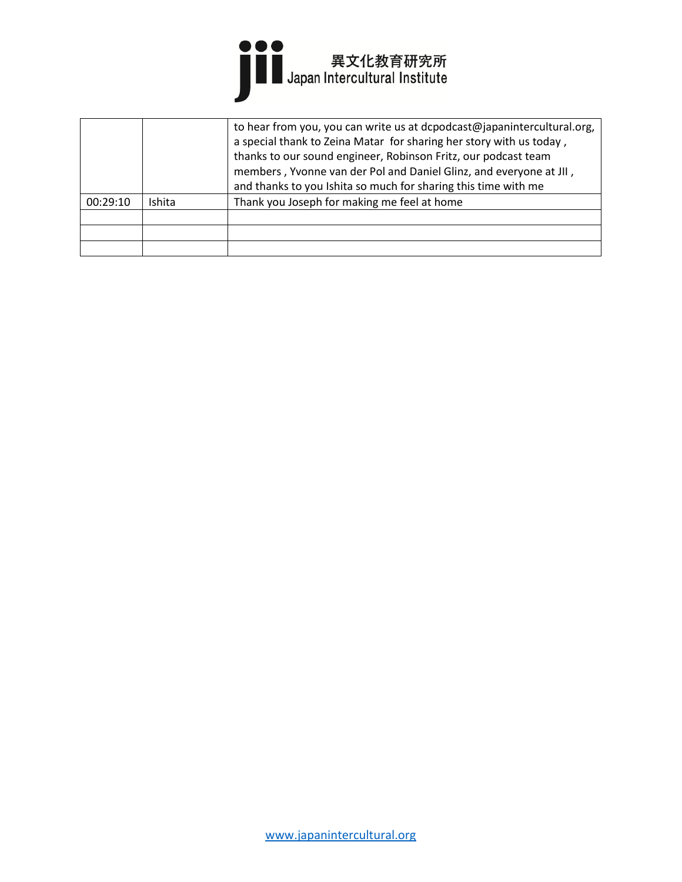| | | |
|---|---|---|
| | | to hear from you, you can write us at dcpodcast@japanintercultural.org, a special thank to Zeina Matar for sharing her story with us today , thanks to our sound engineer, Robinson Fritz, our podcast team members , Yvonne van der Pol and Daniel Glinz, and everyone at JII , and thanks to you Ishita so much for sharing this time with me |
| 00:29:10 | Ishita | Thank you Joseph for making me feel at home |
| | | |
| | | |
| | | |